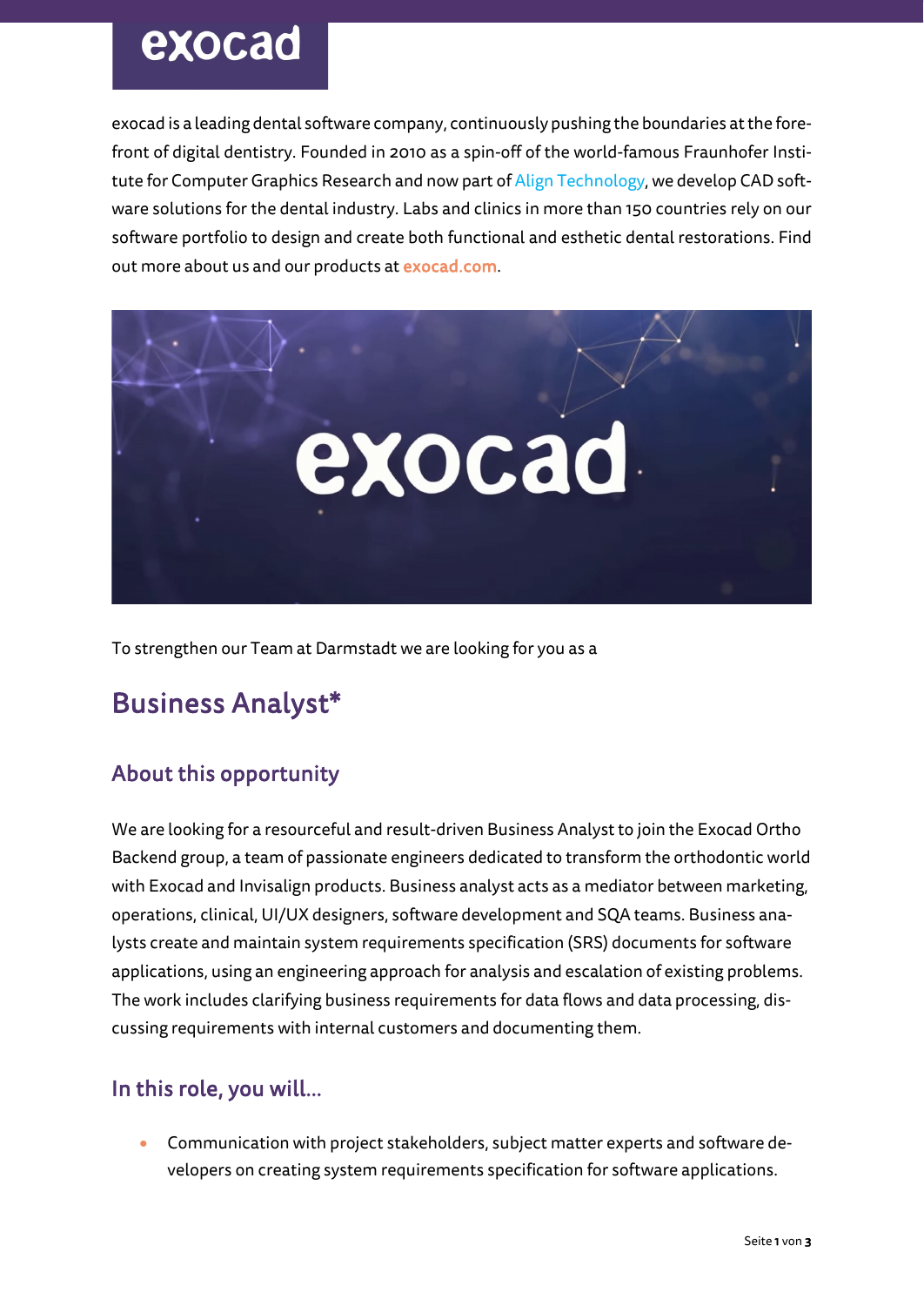exocad

exocad is a leading dental software company, continuously pushing the boundaries at the forefront of digital dentistry. Founded in 2010 as a spin-off of the world-famous Fraunhofer Institute for Computer Graphics Research and now part of Align Technology, we develop CAD software solutions for the dental industry. Labs and clinics in more than 150 countries rely on our software portfolio to design and create both functional and esthetic dental restorations. Find out more about us and our products at exocad.com.

To strengthen our Team at Darmstadt we are looking for you as a

# Business Analyst*

## About this opportunity

We are looking for a resourceful and result-driven Business Analyst to join the Exocad Ortho Backend group, a team of passionate engineers dedicated to transform the orthodontic world with Exocad and Invisalign products. Business analyst acts as a mediator between marketing, operations, clinical, UI/UX designers, software development and SQA teams. Business analysts create and maintain system requirements specification (SRS) documents for software applications, using an engineering approach for analysis and escalation of existing problems. The work includes clarifying business requirements for data flows and data processing, discussing requirements with internal customers and documenting them.

## In this role, you will...

- Communication with project stakeholders, subject matter experts and software developers on creating system requirements specification for software applications.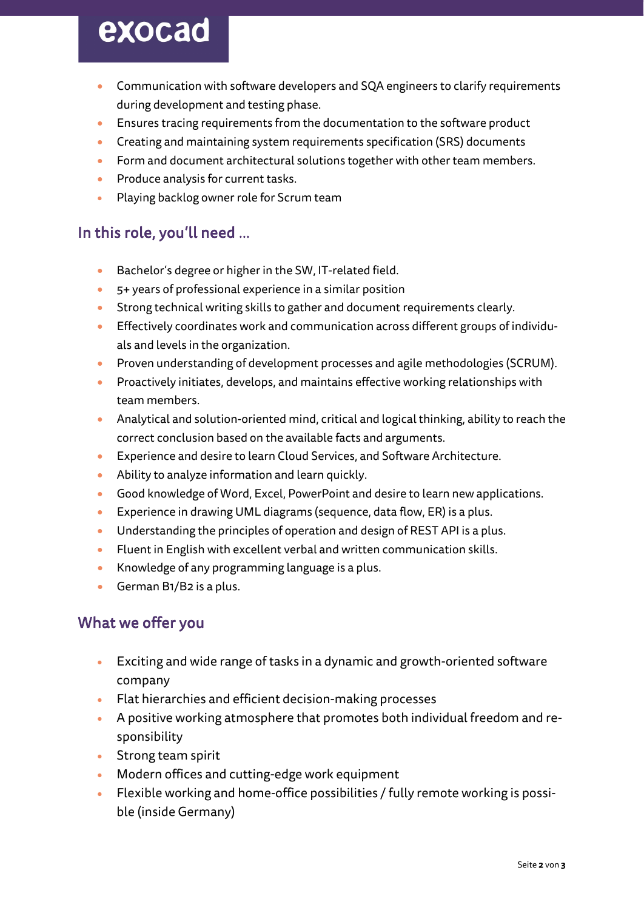- Communication with software developers and SQA engineers to clarify requirements during development and testing phase.
- Ensures tracing requirements from the documentation to the software product
- Creating and maintaining system requirements specification (SRS) documents
- Form and document architectural solutions together with other team members.
- Produce analysis for current tasks.
- Playing backlog owner role for Scrum team

## In this role, you'll need ...

- Bachelor's degree or higher in the SW, IT-related field.
- 5+ years of professional experience in a similar position
- Strong technical writing skills to gather and document requirements clearly.
- Effectively coordinates work and communication across different groups of individuals and levels in the organization.
- Proven understanding of development processes and agile methodologies (SCRUM).
- Proactively initiates, develops, and maintains effective working relationships with team members.
- Analytical and solution-oriented mind, critical and logical thinking, ability to reach the correct conclusion based on the available facts and arguments.
- Experience and desire to learn Cloud Services, and Software Architecture.
- Ability to analyze information and learn quickly.
- Good knowledge of Word, Excel, PowerPoint and desire to learn new applications.
- Experience in drawing UML diagrams (sequence, data flow, ER) is a plus.
- Understanding the principles of operation and design of REST API is a plus.
- Fluent in English with excellent verbal and written communication skills.
- Knowledge of any programming language is a plus.
- German B1/B2 is a plus.

## What we offer you

- Exciting and wide range of tasks in a dynamic and growth-oriented software company
- Flat hierarchies and efficient decision-making processes
- A positive working atmosphere that promotes both individual freedom and responsibility
- Strong team spirit
- Modern offices and cutting-edge work equipment
- Flexible working and home-office possibilities / fully remote working is possible (inside Germany)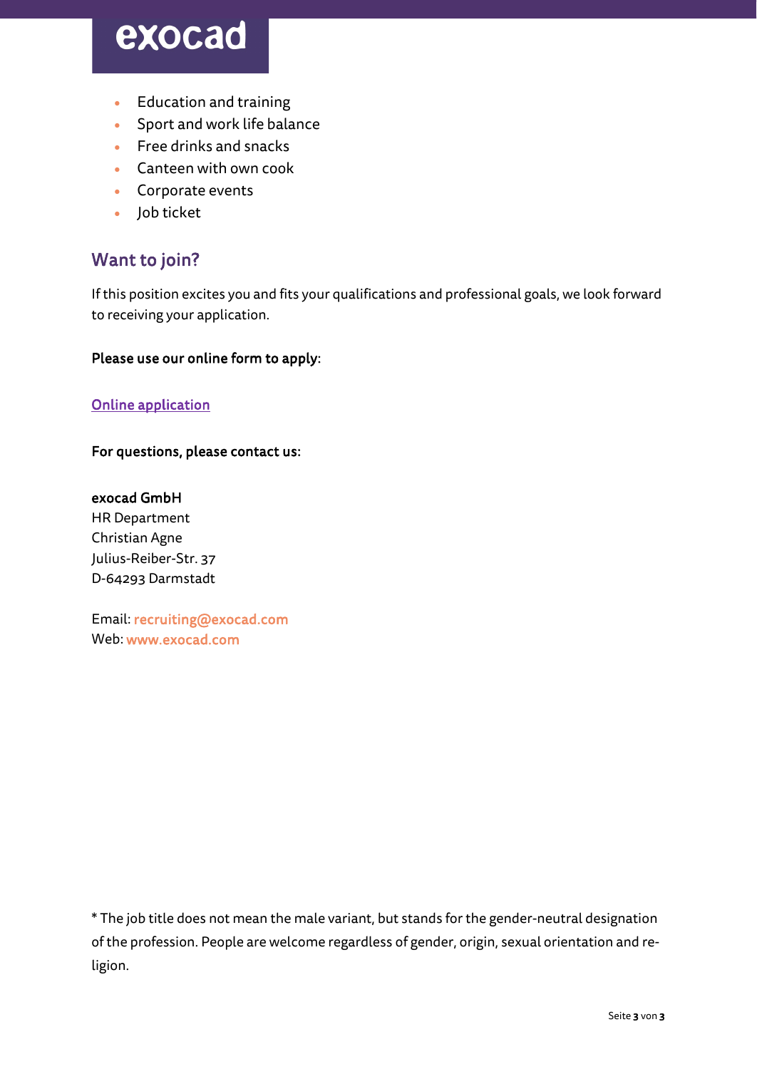- Education and training
- Sport and work life balance
- Free drinks and snacks
- Canteen with own cook
- Corporate events
- Job ticket

## Want to join?

If this position excites you and fits your qualifications and professional goals, we look forward to receiving your application.

**Please use our online form to apply:**

**Online application**

**For questions, please contact us:**

**exocad GmbH**
HR Department
Christian Agne
Julius-Reiber-Str. 37
D-64293 Darmstadt

Email: recruiting@exocad.com
Web: www.exocad.com

* The job title does not mean the male variant, but stands for the gender-neutral designation of the profession. People are welcome regardless of gender, origin, sexual orientation and religion.